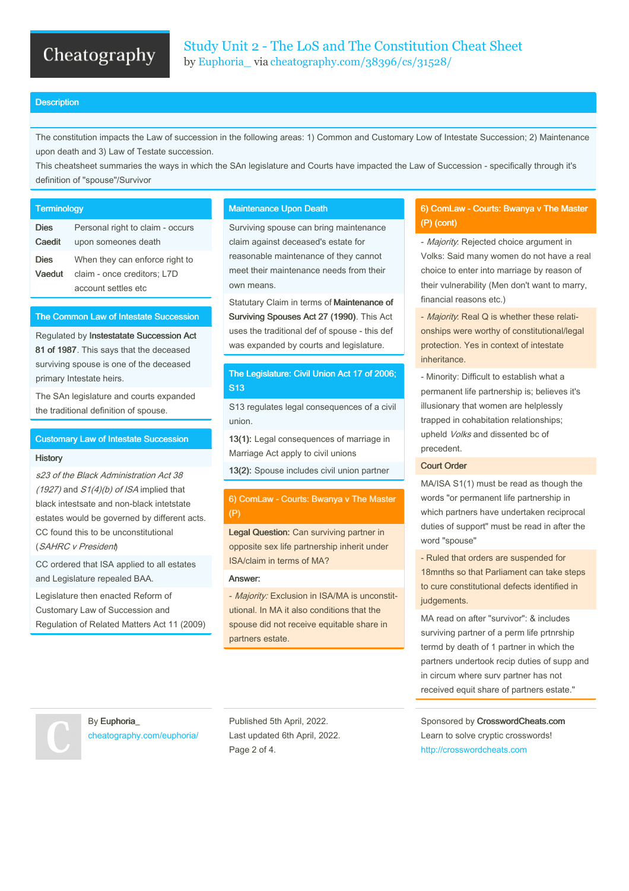# Study Unit 2 - The LoS and The Constitution Cheat Sheet

by Euphoria_ via cheatography.com/38396/cs/31528/

## Description

The constitution impacts the Law of succession in the following areas: 1) Common and Customary Low of Intestate Succession; 2) Maintenance upon death and 3) Law of Testate succession.

This cheatsheet summaries the ways in which the SAn legislature and Courts have impacted the Law of Succession - specifically through it's definition of "spouse"/Survivor

## Terminology

| | |
|---|---|
| Dies Caedit | Personal right to claim - occurs upon someones death |
| Dies Vaedut | When they can enforce right to claim - once creditors; L7D account settles etc |

## The Common Law of Intestate Succession

Regulated by **Instestatate Succession Act 81 of 1987**. This says that the deceased surviving spouse is one of the deceased primary Intestate heirs.

The SAn legislature and courts expanded the traditional definition of spouse.

## Customary Law of Intestate Succession

**History**

*s23 of the Black Administration Act 38 (1927)* and *S1(4)(b) of ISA* implied that black intetstate and non-black intetstate estates would be governed by different acts. CC found this to be unconstitutional (*SAHRC v President*)

CC ordered that ISA applied to all estates and Legislature repealed BAA.

Legislature then enacted Reform of Customary Law of Succession and Regulation of Related Matters Act 11 (2009)

## Maintenance Upon Death

Surviving spouse can bring maintenance claim against deceased's estate for reasonable maintenance of they cannot meet their maintenance needs from their own means.

Statutory Claim in terms of **Maintenance of Surviving Spouses Act 27 (1990)**. This Act uses the traditional def of spouse - this def was expanded by courts and legislature.

## The Legislature: Civil Union Act 17 of 2006; S13

S13 regulates legal consequences of a civil union.

**13(1):** Legal consequences of marriage in Marriage Act apply to civil unions

**13(2):** Spouse includes civil union partner

## 6) ComLaw - Courts: Bwanya v The Master (P)

**Legal Question:** Can surviving partner in opposite sex life partnership inherit under ISA/claim in terms of MA?

**Answer:**

- *Majority:* Exclusion in ISA/MA is unconstitutional. In MA it also conditions that the spouse did not receive equitable share in partners estate.

## 6) ComLaw - Courts: Bwanya v The Master (P) (cont)

- *Majority:* Rejected choice argument in Volks: Said many women do not have a real choice to enter into marriage by reason of their vulnerability (Men don't want to marry, financial reasons etc.)

- *Majority:* Real Q is whether these relationships were worthy of constitutional/legal protection. Yes in context of intestate inheritance.

- Minority: Difficult to establish what a permanent life partnership is; believes it's illusionary that women are helplessly trapped in cohabitation relationships; upheld *Volks* and dissented bc of precedent.

**Court Order**

MA/ISA S1(1) must be read as though the words "or permanent life partnership in which partners have undertaken reciprocal duties of support" must be read in after the word "spouse"

- Ruled that orders are suspended for 18mnths so that Parliament can take steps to cure constitutional defects identified in judgements.

MA read on after "survivor": & includes surviving partner of a perm life prtnrship termd by death of 1 partner in which the partners undertook recip duties of supp and in circum where surv partner has not received equit share of partners estate."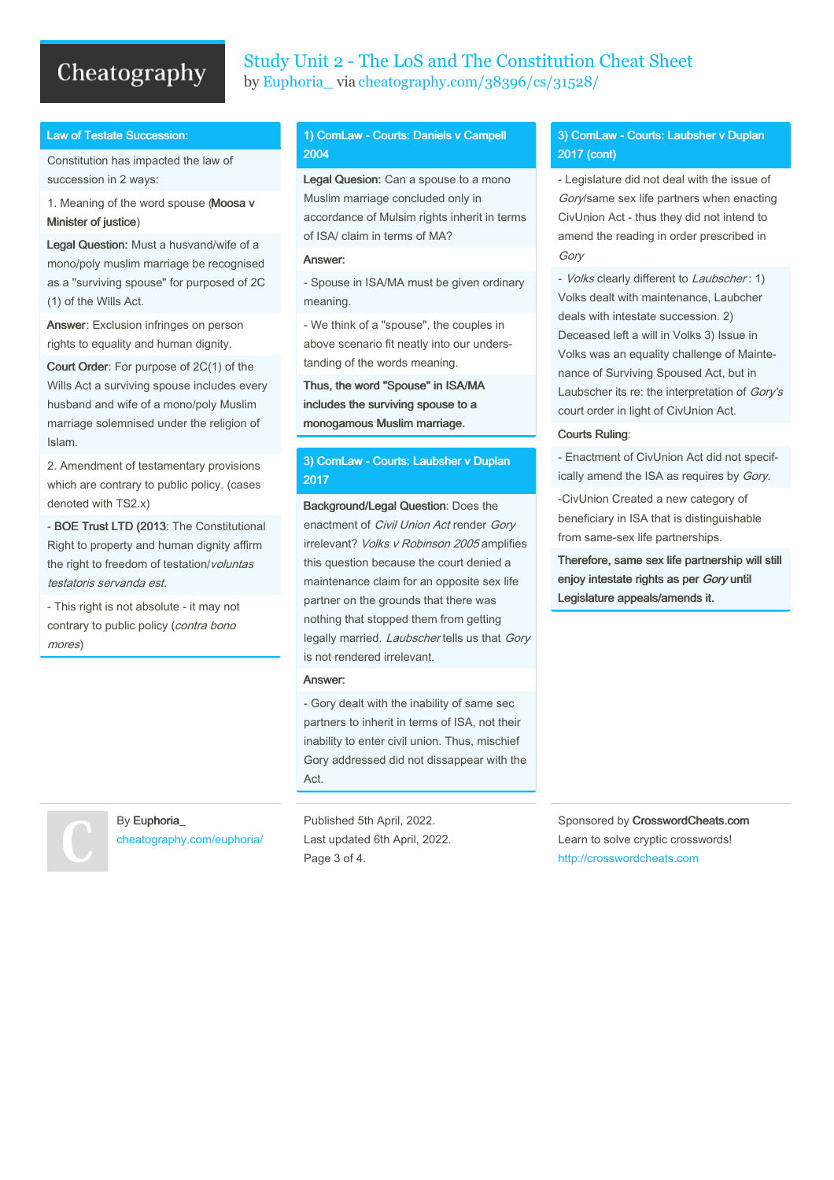## Law of Testate Succession:

Constitution has impacted the law of succession in 2 ways:

1. Meaning of the word spouse (**Moosa v Minister of justice**)

**Legal Question:** Must a husvand/wife of a mono/poly muslim marriage be recognised as a "surviving spouse" for purposed of 2C (1) of the Wills Act.

**Answer**: Exclusion infringes on person rights to equality and human dignity.

**Court Order**: For purpose of 2C(1) of the Wills Act a surviving spouse includes every husband and wife of a mono/poly Muslim marriage solemnised under the religion of Islam.

2. Amendment of testamentary provisions which are contrary to public policy. (cases denoted with TS2.x)

- **BOE Trust LTD (2013**: The Constitutional Right to property and human dignity affirm the right to freedom of testation/*voluntas testatoris servanda est.*

- This right is not absolute - it may not contrary to public policy (*contra bono mores*)

## 1) ComLaw - Courts: Daniels v Campell 2004

**Legal Quesion:** Can a spouse to a mono Muslim marriage concluded only in accordance of Mulsim rights inherit in terms of ISA/ claim in terms of MA?

**Answer:**

- Spouse in ISA/MA must be given ordinary meaning.

- We think of a "spouse", the couples in above scenario fit neatly into our understanding of the words meaning.

**Thus, the word "Spouse" in ISA/MA includes the surviving spouse to a monogamous Muslim marriage.**

## 3) ComLaw - Courts: Laubsher v Duplan 2017

**Background/Legal Question**: Does the enactment of *Civil Union Act* render *Gory* irrelevant? *Volks v Robinson 2005* amplifies this question because the court denied a maintenance claim for an opposite sex life partner on the grounds that there was nothing that stopped them from getting legally married. *Laubscher* tells us that *Gory* is not rendered irrelevant.

**Answer:**

- Gory dealt with the inability of same sec partners to inherit in terms of ISA, not their inability to enter civil union. Thus, mischief Gory addressed did not dissappear with the Act.

## 3) ComLaw - Courts: Laubsher v Duplan 2017 (cont)

- Legislature did not deal with the issue of *Gory*/same sex life partners when enacting CivUnion Act - thus they did not intend to amend the reading in order prescribed in *Gory*

- *Volks* clearly different to *Laubscher*: 1) Volks dealt with maintenance, Laubcher deals with intestate succession. 2) Deceased left a will in Volks 3) Issue in Volks was an equality challenge of Maintenance of Surviving Spoused Act, but in Laubscher its re: the interpretation of *Gory's* court order in light of CivUnion Act.

**Courts Ruling**:

- Enactment of CivUnion Act did not specifically amend the ISA as requires by *Gory*.

-CivUnion Created a new category of beneficiary in ISA that is distinguishable from same-sex life partnerships.

**Therefore, same sex life partnership will still enjoy intestate rights as per *Gory* until Legislature appeals/amends it.**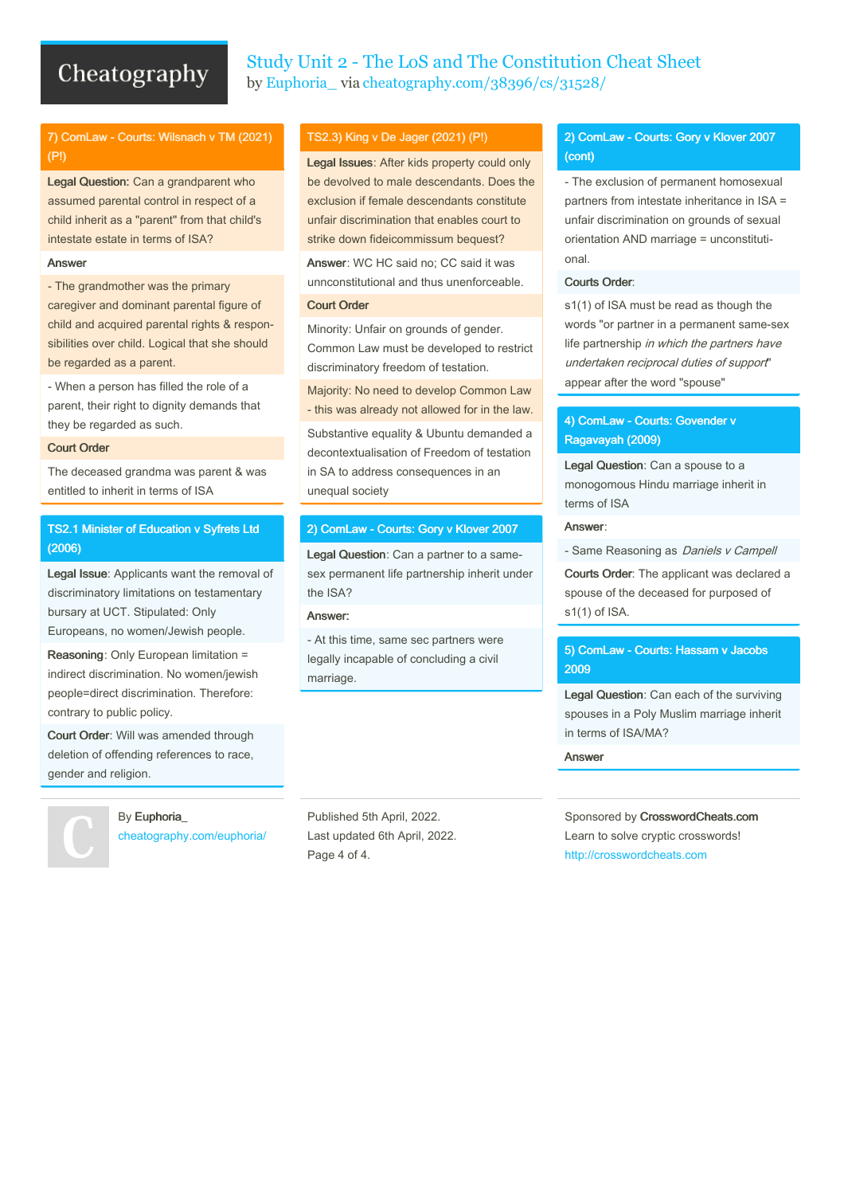# Study Unit 2 - The LoS and The Constitution Cheat Sheet

by Euphoria_ via cheatography.com/38396/cs/31528/

## 7) ComLaw - Courts: Wilsnach v TM (2021) (P!)

**Legal Question:** Can a grandparent who assumed parental control in respect of a child inherit as a "parent" from that child's intestate estate in terms of ISA?

**Answer**

- The grandmother was the primary caregiver and dominant parental figure of child and acquired parental rights & respon­sibilities over child. Logical that she should be regarded as a parent.

- When a person has filled the role of a parent, their right to dignity demands that they be regarded as such.

**Court Order**

The deceased grandma was parent & was entitled to inherit in terms of ISA

## TS2.1 Minister of Education v Syfrets Ltd (2006)

**Legal Issue**: Applicants want the removal of discriminatory limitations on testamentary bursary at UCT. Stipulated: Only Europeans, no women/Jewish people.

**Reasoning**: Only European limitation = indirect discrimination. No women/jewish people=direct discrimination. Therefore: contrary to public policy.

**Court Order**: Will was amended through deletion of offending references to race, gender and religion.

## TS2.3) King v De Jager (2021) (P!)

**Legal Issues**: After kids property could only be devolved to male descendants. Does the exclusion if female descendants constitute unfair discrimination that enables court to strike down fideicommissum bequest?

**Answer**: WC HC said no; CC said it was unnconstitutional and thus unenforceable.

**Court Order**

Minority: Unfair on grounds of gender. Common Law must be developed to restrict discriminatory freedom of testation.

Majority: No need to develop Common Law - this was already not allowed for in the law.

Substantive equality & Ubuntu demanded a decontextualisation of Freedom of testation in SA to address consequences in an unequal society

## 2) ComLaw - Courts: Gory v Klover 2007

**Legal Question**: Can a partner to a same-sex permanent life partnership inherit under the ISA?

**Answer:**

- At this time, same sec partners were legally incapable of concluding a civil marriage.

## 2) ComLaw - Courts: Gory v Klover 2007 (cont)

- The exclusion of permanent homosexual partners from intestate inheritance in ISA = unfair discrimination on grounds of sexual orientation AND marriage = unconstituti­onal.

**Courts Order**:

s1(1) of ISA must be read as though the words "or partner in a permanent same-sex life partnership *in which the partners have undertaken reciprocal duties of support*" appear after the word "spouse"

## 4) ComLaw - Courts: Govender v Ragavayah (2009)

**Legal Question**: Can a spouse to a monogomous Hindu marriage inherit in terms of ISA

**Answer**:

- Same Reasoning as *Daniels v Campell*

**Courts Order**: The applicant was declared a spouse of the deceased for purposed of s1(1) of ISA.

## 5) ComLaw - Courts: Hassam v Jacobs 2009

**Legal Question**: Can each of the surviving spouses in a Poly Muslim marriage inherit in terms of ISA/MA?

**Answer**

By Euphoria_
cheatography.com/euphoria/

Published 5th April, 2022.
Last updated 6th April, 2022.

Sponsored by CrosswordCheats.com
Learn to solve cryptic crosswords!
http://crosswordcheats.com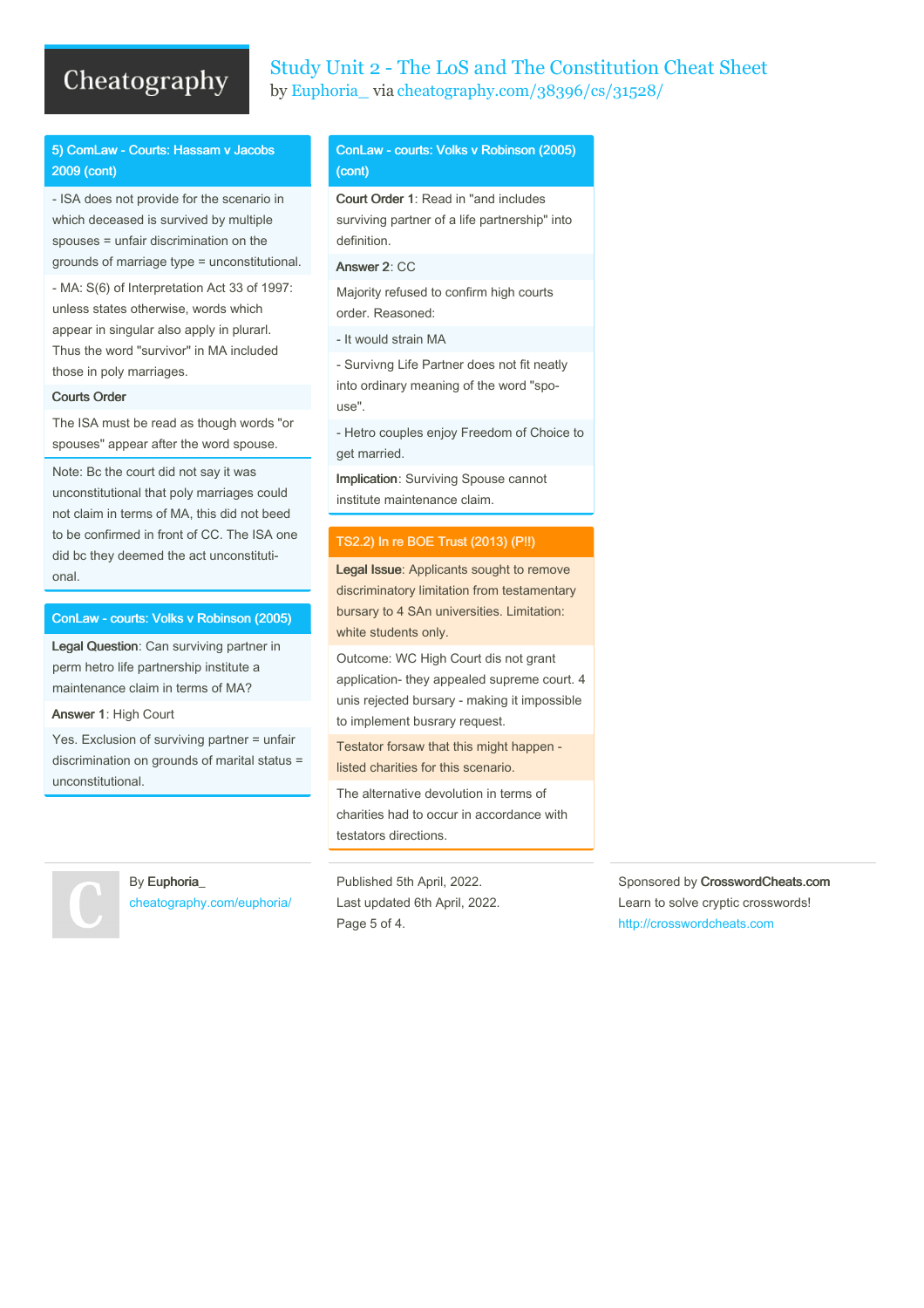### 5) ComLaw - Courts: Hassam v Jacobs 2009 (cont)

- ISA does not provide for the scenario in which deceased is survived by multiple spouses = unfair discrimination on the grounds of marriage type = unconstitutional.

- MA: S(6) of Interpretation Act 33 of 1997: unless states otherwise, words which appear in singular also apply in plurarl. Thus the word "survivor" in MA included those in poly marriages.

**Courts Order**

The ISA must be read as though words "or spouses" appear after the word spouse.

Note: Bc the court did not say it was unconstitutional that poly marriages could not claim in terms of MA, this did not beed to be confirmed in front of CC. The ISA one did bc they deemed the act unconstitutional.

### ConLaw - courts: Volks v Robinson (2005)

**Legal Question**: Can surviving partner in perm hetro life partnership institute a maintenance claim in terms of MA?

**Answer 1**: High Court

Yes. Exclusion of surviving partner = unfair discrimination on grounds of marital status = unconstitutional.

### ConLaw - courts: Volks v Robinson (2005) (cont)

**Court Order 1**: Read in "and includes surviving partner of a life partnership" into definition.

**Answer 2**: CC

Majority refused to confirm high courts order. Reasoned:

- It would strain MA

- Survivng Life Partner does not fit neatly into ordinary meaning of the word "spouse".

- Hetro couples enjoy Freedom of Choice to get married.

**Implication**: Surviving Spouse cannot institute maintenance claim.

### TS2.2) In re BOE Trust (2013) (P!!)

**Legal Issue**: Applicants sought to remove discriminatory limitation from testamentary bursary to 4 SAn universities. Limitation: white students only.

Outcome: WC High Court dis not grant application- they appealed supreme court. 4 unis rejected bursary - making it impossible to implement busrary request.

Testator forsaw that this might happen - listed charities for this scenario.

The alternative devolution in terms of charities had to occur in accordance with testators directions.